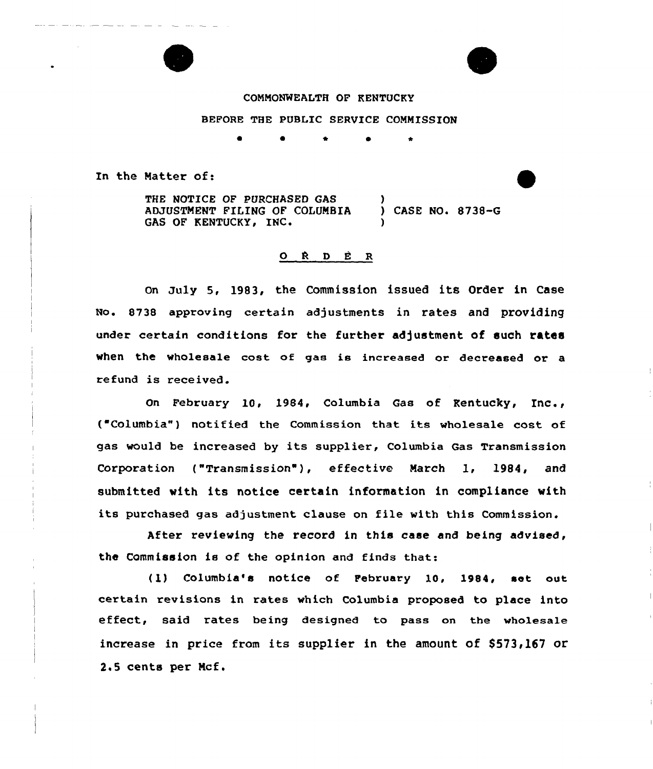COMMONWEALTH OF KENTUCKY

BEFORE THE PUBLIC SERVICE COMMISSION

\* \* \* \* \*

In the Matter of:

THE NOTICE OF PURCHASED GAS ADJUSTMENT FILING OF COLUMBIA GAS OF KENTUCKY, INC. ) CASE NO. 8738-G

## O R D E R

On July 5, 1983, the Commission issued its Order in Case No. 8738 approving certain adjustments in rates and providing under certain conditions for the further adjustment of such rates when the wholesale cost of gas is increased or decreased or a refund is received.

On February 10, 1984, Columbia Gas of Kentucky, Inc., ("Columbia") notified the Commission that its wholesale cost of gas would be increased by its supplier, Columbia Gas Transmission Corporation ("Transmission"), effective March 1, 1984, and submitted with its notice certain information in compliance with its purchased gas adjustment clause on file with this Commission.

After reviewing the record in this case and being advised, the Commission is of the opinion and finds that:

(1) Columbia's notice of February 10, 1984, set out certain revisions in rates which Columbia proposed to place into effect, said rates being designed to pass on the wholesale increase in price from its supplier in the amount of $573,167 or 2.5 cents per Mcf.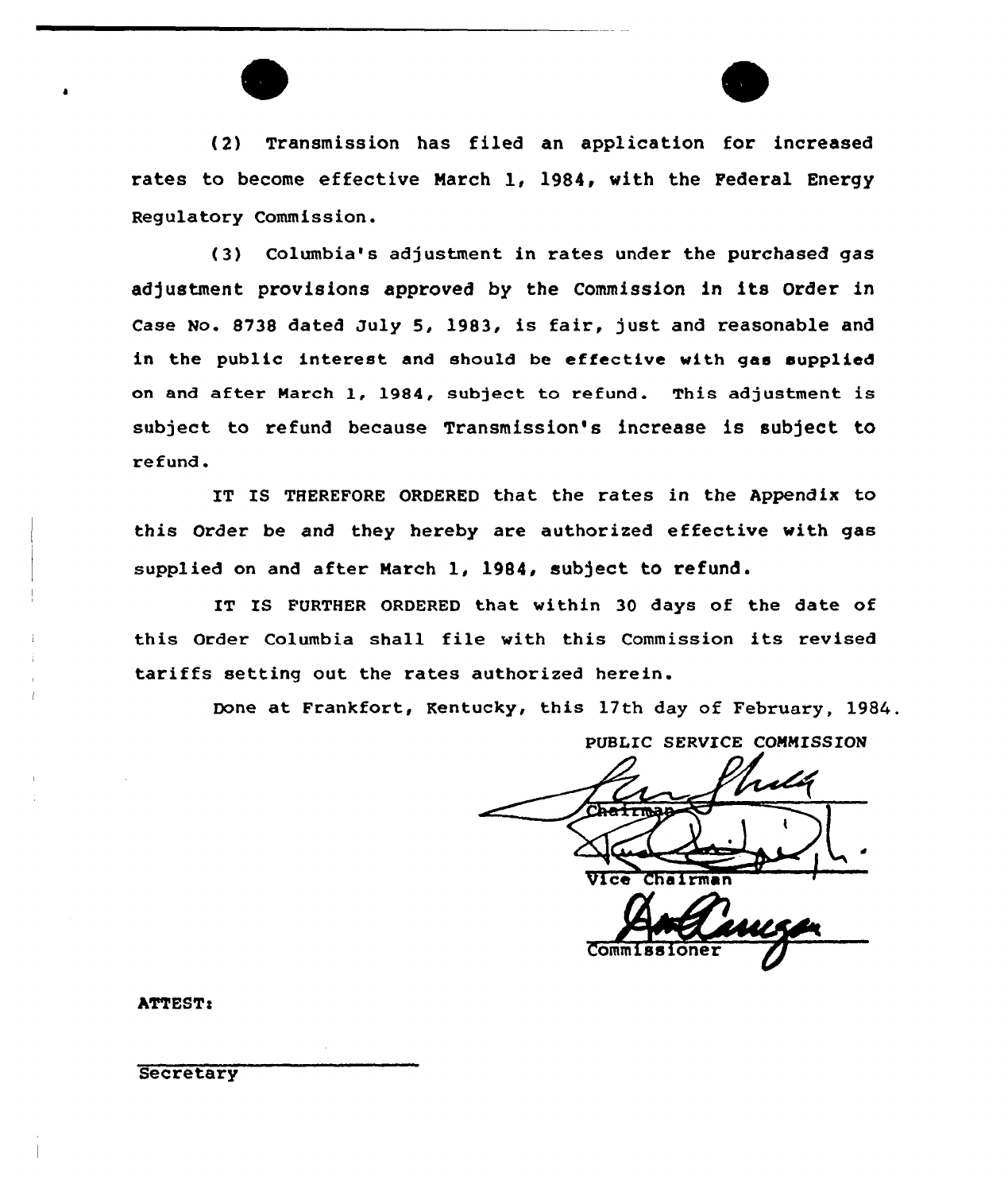(2) Transmission has filed an application for increased rates to become effective March 1, 1984, with the Federal Energy Regulatory Commission.

(3) Columbia's adjustment in rates under the purchased gas adjustment provisions approved by the Commission in its Order in Case No. 8738 dated July 5, 1983, is fair, just and reasonable and in the public interest and should be effective with gas supplied on and after March 1, 1984, subject to refund. This adjustment is subject to refund because Transmission's increase is subject to refund.

IT IS THEREFORE ORDERED that the rates in the Appendix to this Order be and they hereby are authorized effective with gas supplied on and after March 1, 1984, subject to refund.

IT IS FURTHER ORDERED that within 30 days of the date of this Order Columbia shall file with this Commission its revised tariffs setting out the rates authorized herein.

Done at Frankfort, Kentucky, this 17th day of February, 1984.

PUBLIC SERVICE COMMISSION

Chairman

Vice Chairman

Commissioner

ATTEST:

Secretary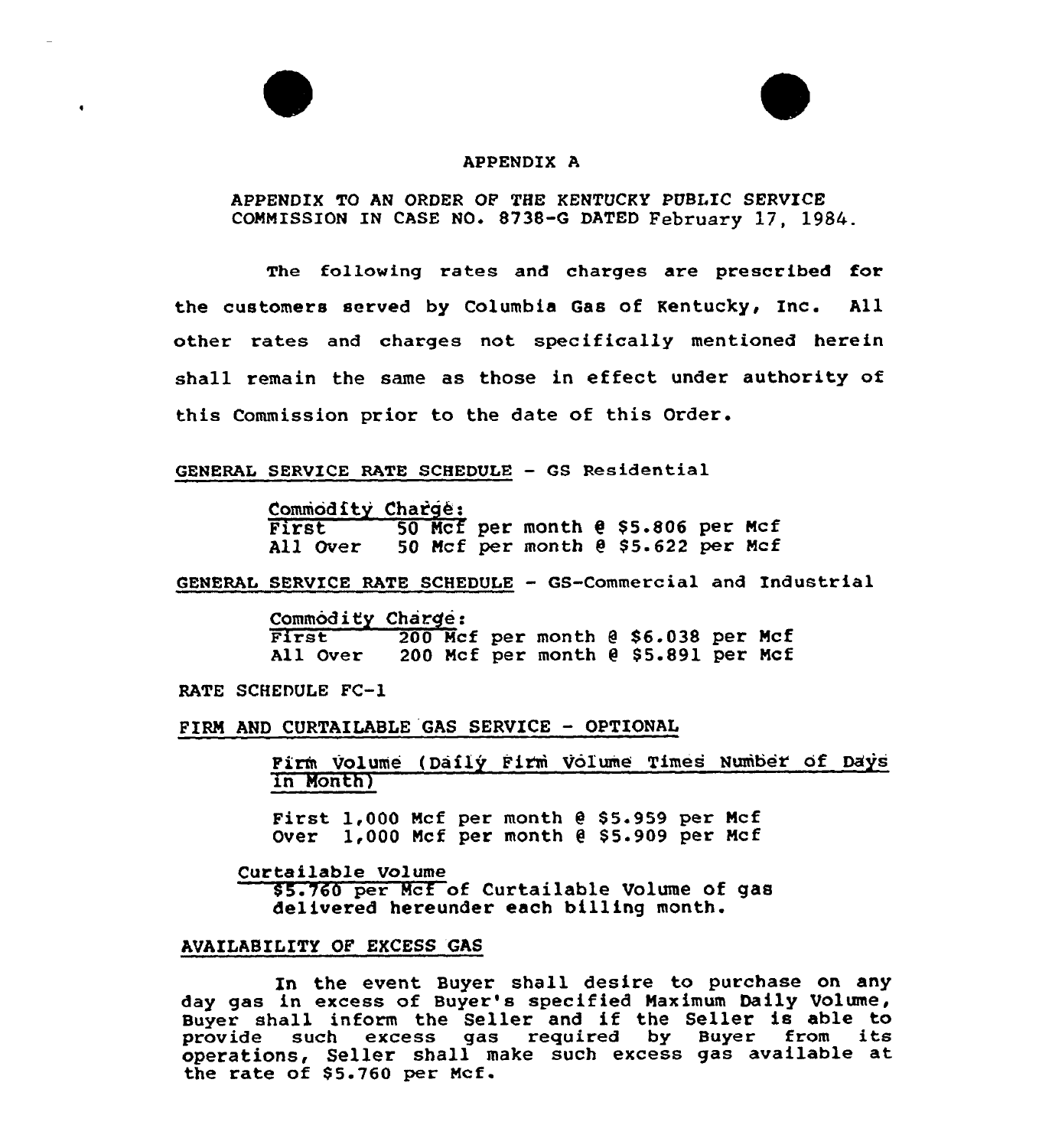# APPENDIX A

APPENDIX TO AN ORDER OF THE KENTUCKY PUBLIC SERVICE COMMISSION IN CASE NO. 8738-G DATED February 17, 1984.

The following rates and charges are prescribed for the customers served by Columbia Gas of Kentucky, Inc. All other rates and charges not specifically mentioned herein shall remain the same as those in effect under authority of this Commission prior to the date of this Order.

GENERAL SERVICE RATE SCHEDULE - GS Residential

Commodity Charge:

| | |
|---|---|
| First | 50 Mcf per month @ \$5.806 per Mcf |
| All Over | 50 Mcf per month @ \$5.622 per Mcf |

GENERAL SERVICE RATE SCHEDULE - GS-Commercial and Industrial

Commodity Charge:

| | |
|---|---|
| First | 200 Mcf per month @ \$6.038 per Mcf |
| All Over | 200 Mcf per month @ \$5.891 per Mcf |

RATE SCHEDULE FC-1

FIRM AND CURTAILABLE GAS SERVICE - OPTIONAL

Firm Volume (Daily Firm Volume Times Number of Days in Month)

First 1,000 Mcf per month @ \$5.959 per Mcf
Over 1,000 Mcf per month @ \$5.909 per Mcf

Curtailable Volume

\$5.760 per Mcf of Curtailable Volume of gas delivered hereunder each billing month.

AVAILABILITY OF EXCESS GAS

In the event Buyer shall desire to purchase on any day gas in excess of Buyer's specified Maximum Daily Volume, Buyer shall inform the Seller and if the Seller is able to provide such excess gas required by Buyer from its operations, Seller shall make such excess gas available at the rate of \$5.760 per Mcf.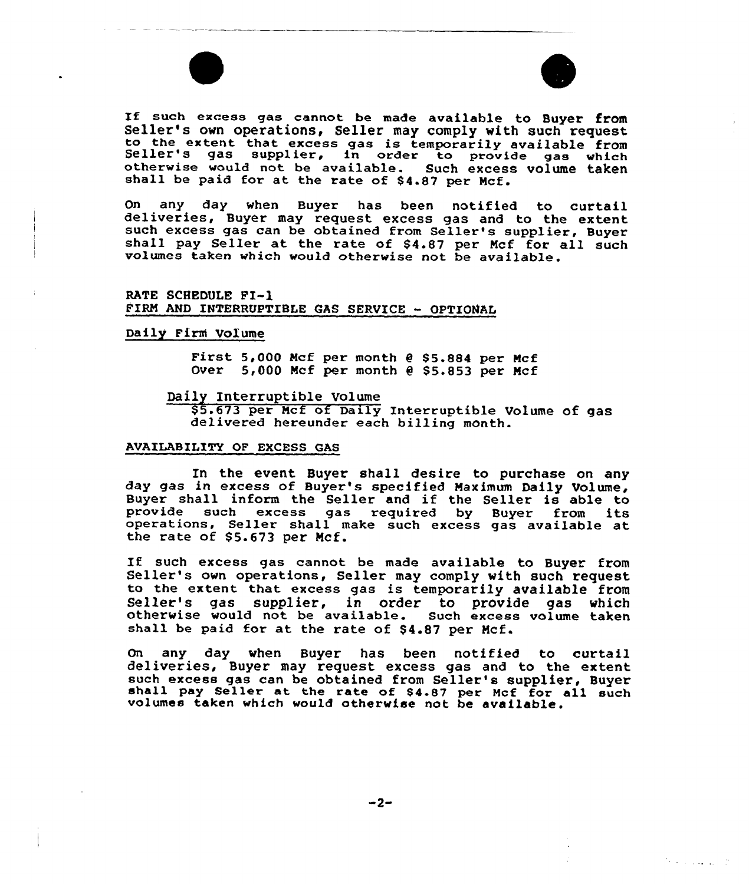If such excess gas cannot be made available to Buyer from Seller's own operations, Seller may comply with such request to the extent that excess gas is temporarily available from Seller's gas supplier, in order to provide gas which otherwise would not be available. Such excess volume taken shall be paid for at the rate of $4.87 per Mcf.

On any day when Buyer has been notified to curtail deliveries, Buyer may request excess gas and to the extent such excess gas can be obtained from Seller's supplier, Buyer shall pay Seller at the rate of $4.87 per Mcf for all such volumes taken which would otherwise not be available.

RATE SCHEDULE FI-1
<u>FIRM AND INTERRUPTIBLE GAS SERVICE - OPTIONAL</u>

<u>Daily Firm Volume</u>

First 5,000 Mcf per month @ $5.884 per Mcf
Over 5,000 Mcf per month @ $5.853 per Mcf

<u>Daily Interruptible Volume</u>
$5.673 per Mcf of Daily Interruptible Volume of gas delivered hereunder each billing month.

<u>AVAILABILITY OF EXCESS GAS</u>

In the event Buyer shall desire to purchase on any day gas in excess of Buyer's specified Maximum Daily Volume, Buyer shall inform the Seller and if the Seller is able to provide such excess gas required by Buyer from its operations, Seller shall make such excess gas available at the rate of $5.673 per Mcf.

If such excess gas cannot be made available to Buyer from Seller's own operations, Seller may comply with such request to the extent that excess gas is temporarily available from Seller's gas supplier, in order to provide gas which otherwise would not be available. Such excess volume taken shall be paid for at the rate of $4.87 per Mcf.

On any day when Buyer has been notified to curtail deliveries, Buyer may request excess gas and to the extent such excess gas can be obtained from Seller's supplier, Buyer shall pay Seller at the rate of $4.87 per Mcf for all such volumes taken which would otherwise not be available.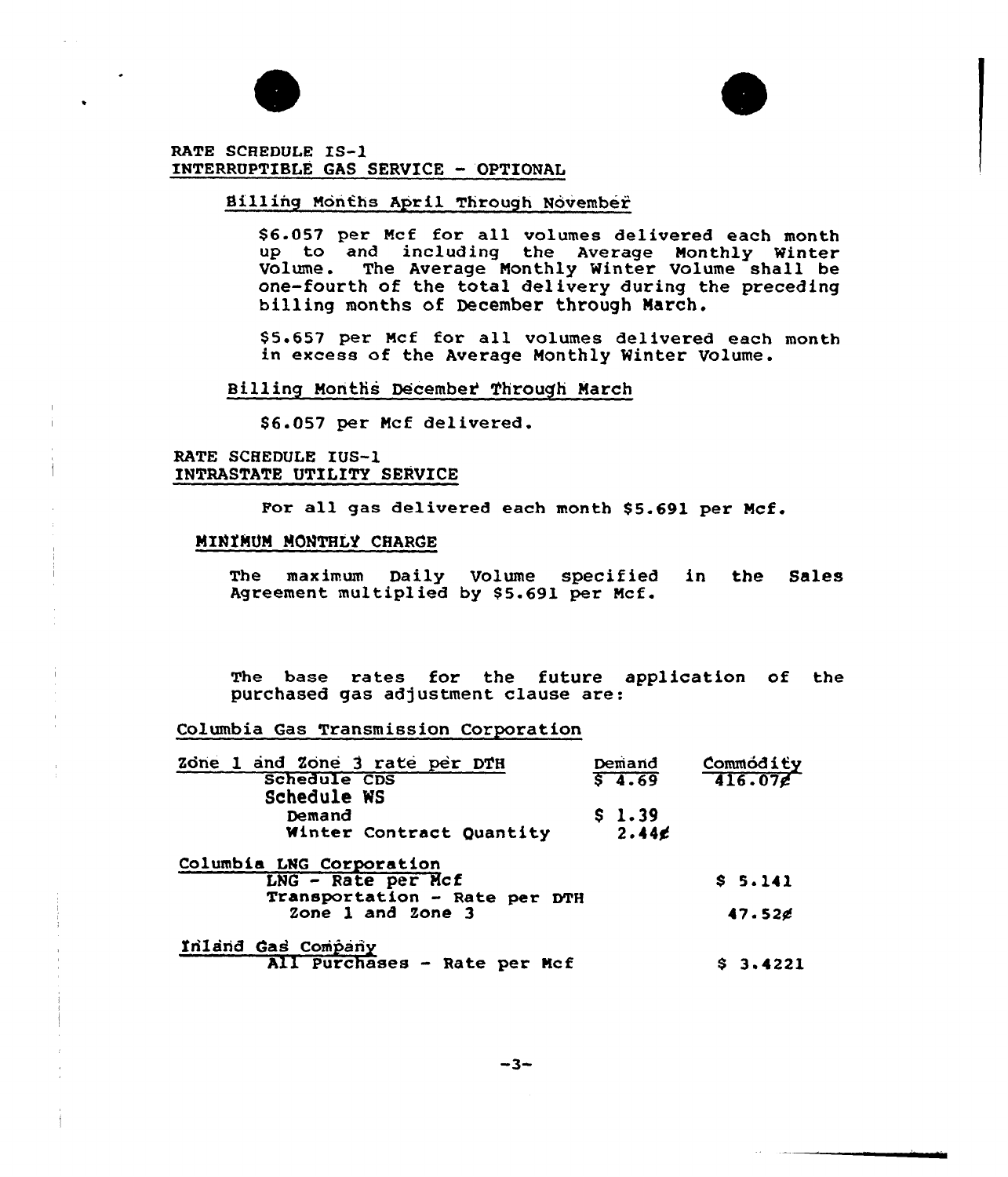RATE SCHEDULE IS-1
INTERRUPTIBLE GAS SERVICE - OPTIONAL

Billing Months April Through November

$6.057 per Mcf for all volumes delivered each month up to and including the Average Monthly Winter Volume. The Average Monthly Winter Volume shall be one-fourth of the total delivery during the preceding billing months of December through March.

$5.657 per Mcf for all volumes delivered each month in excess of the Average Monthly Winter Volume.

Billing Months December Through March

$6.057 per Mcf delivered.

RATE SCHEDULE IUS-1
INTRASTATE UTILITY SERVICE

For all gas delivered each month $5.691 per Mcf.

MINIMUM MONTHLY CHARGE

The maximum Daily Volume specified in the Sales Agreement multiplied by $5.691 per Mcf.

The base rates for the future application of the purchased gas adjustment clause are:

Columbia Gas Transmission Corporation

| Zone 1 and Zone 3 rate per DTH | Demand | Commodity |
|---|---|---|
| Schedule CDS | $ 4.69 | 416.07¢ |
| Schedule WS | | |
| Demand | $ 1.39 | |
| Winter Contract Quantity | 2.44¢ | |
| **Columbia LNG Corporation** | | |
| LNG - Rate per Mcf | | $ 5.141 |
| Transportation - Rate per DTH | | |
| Zone 1 and Zone 3 | | 47.52¢ |
| **Inland Gas Company** | | |
| All Purchases - Rate per Mcf | | $ 3.4221 |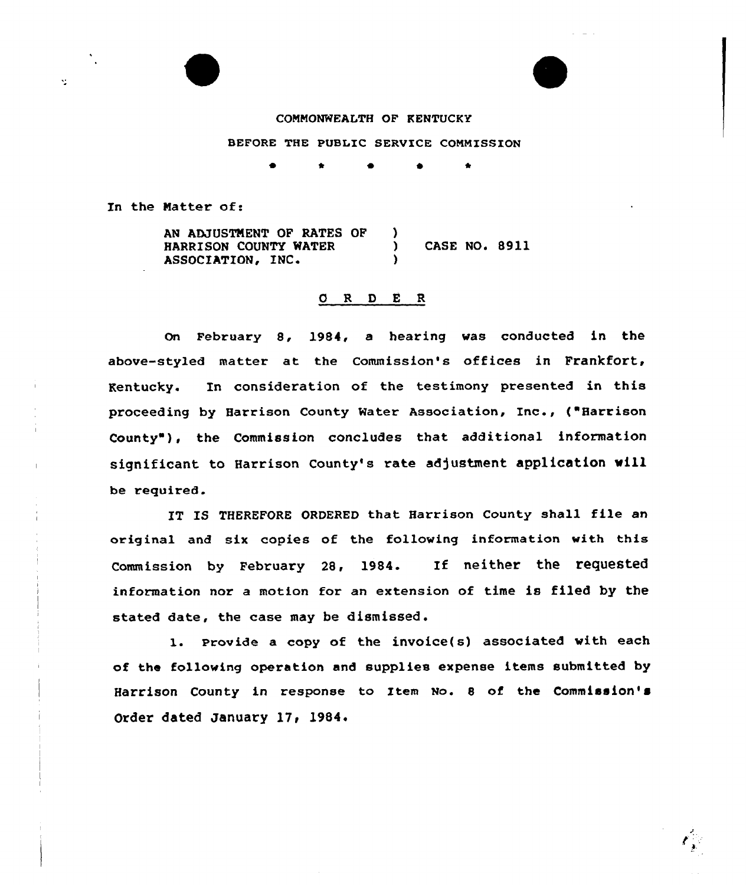COMMONWEALTH OF KENTUCKY

BEFORE THE PUBLIC SERVICE COMMISSION

\* \* \* \* \*

In the Matter of:

| | | |
|---|---|---|
| AN ADJUSTMENT OF RATES OF HARRISON COUNTY WATER ASSOCIATION, INC. | ) ) ) | CASE NO. 8911 |

## O R D E R

On February 8, 1984, a hearing was conducted in the above-styled matter at the Commission's offices in Frankfort, Kentucky. In consideration of the testimony presented in this proceeding by Harrison County Water Association, Inc., ("Harrison County"), the Commission concludes that additional information significant to Harrison County's rate adjustment application will be required.

IT IS THEREFORE ORDERED that Harrison County shall file an original and six copies of the following information with this Commission by February 28, 1984. If neither the requested information nor a motion for an extension of time is filed by the stated date, the case may be dismissed.

1. Provide a copy of the invoice(s) associated with each of the following operation and supplies expense items submitted by Harrison County in response to Item No. 8 of the Commission's Order dated January 17, 1984.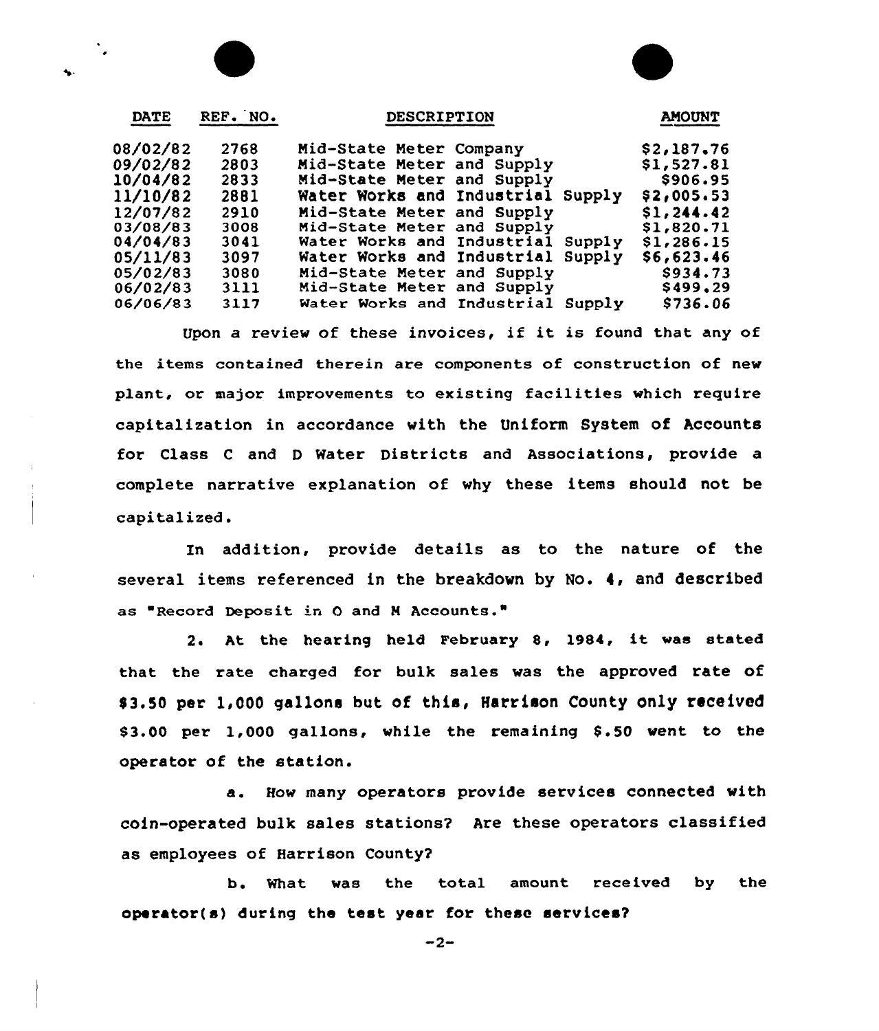| DATE | REF. NO. | DESCRIPTION | AMOUNT |
|---|---|---|---|
| 08/02/82 | 2768 | Mid-State Meter Company | $2,187.76 |
| 09/02/82 | 2803 | Mid-State Meter and Supply | $1,527.81 |
| 10/04/82 | 2833 | Mid-State Meter and Supply | $906.95 |
| 11/10/82 | 2881 | Water Works and Industrial Supply | $2,005.53 |
| 12/07/82 | 2910 | Mid-State Meter and Supply | $1,244.42 |
| 03/08/83 | 3008 | Mid-State Meter and Supply | $1,820.71 |
| 04/04/83 | 3041 | Water Works and Industrial Supply | $1,286.15 |
| 05/11/83 | 3097 | Water Works and Industrial Supply | $6,623.46 |
| 05/02/83 | 3080 | Mid-State Meter and Supply | $934.73 |
| 06/02/83 | 3111 | Mid-State Meter and Supply | $499.29 |
| 06/06/83 | 3117 | Water Works and Industrial Supply | $736.06 |

Upon a review of these invoices, if it is found that any of the items contained therein are components of construction of new plant, or major improvements to existing facilities which require capitalization in accordance with the Uniform System of Accounts for Class C and D Water Districts and Associations, provide a complete narrative explanation of why these items should not be capitalized.

In addition, provide details as to the nature of the several items referenced in the breakdown by No. 4, and described as "Record Deposit in O and M Accounts."

2. At the hearing held February 8, 1984, it was stated that the rate charged for bulk sales was the approved rate of $3.50 per 1,000 gallons but of this, Harrison County only received $3.00 per 1,000 gallons, while the remaining $.50 went to the operator of the station.

a. How many operators provide services connected with coin-operated bulk sales stations? Are these operators classified as employees of Harrison County?

b. What was the total amount received by the operator(s) during the test year for these services?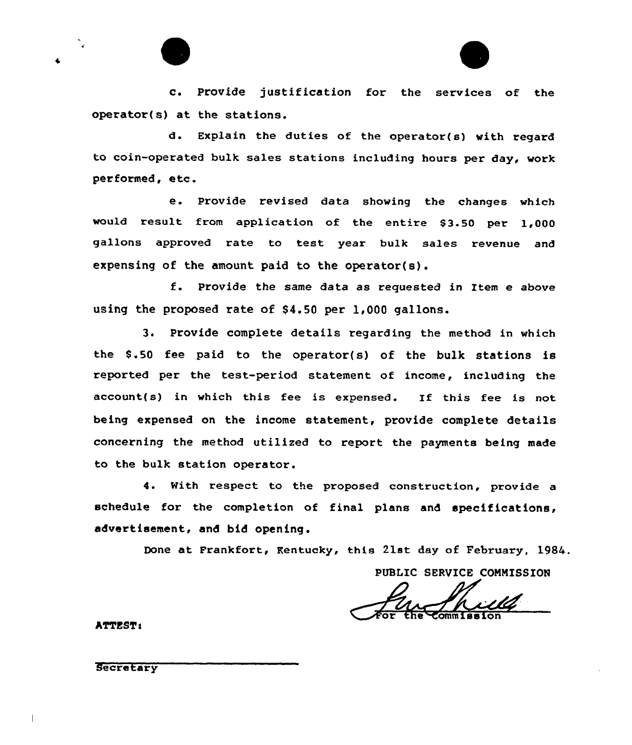c. Provide justification for the services of the operator(s) at the stations.

d. Explain the duties of the operator(s) with regard to coin-operated bulk sales stations including hours per day, work performed, etc.

e. Provide revised data showing the changes which would result from application of the entire $3.50 per 1,000 gallons approved rate to test year bulk sales revenue and expensing of the amount paid to the operator(s).

f. Provide the same data as requested in Item e above using the proposed rate of $4.50 per 1,000 gallons.

3. Provide complete details regarding the method in which the $.50 fee paid to the operator(s) of the bulk stations is reported per the test-period statement of income, including the account(s) in which this fee is expensed. If this fee is not being expensed on the income statement, provide complete details concerning the method utilized to report the payments being made to the bulk station operator.

4. With respect to the proposed construction, provide a schedule for the completion of final plans and specifications, advertisement, and bid opening.

Done at Frankfort, Kentucky, this 21st day of February, 1984.

PUBLIC SERVICE COMMISSION

For the Commission

ATTEST:

Secretary